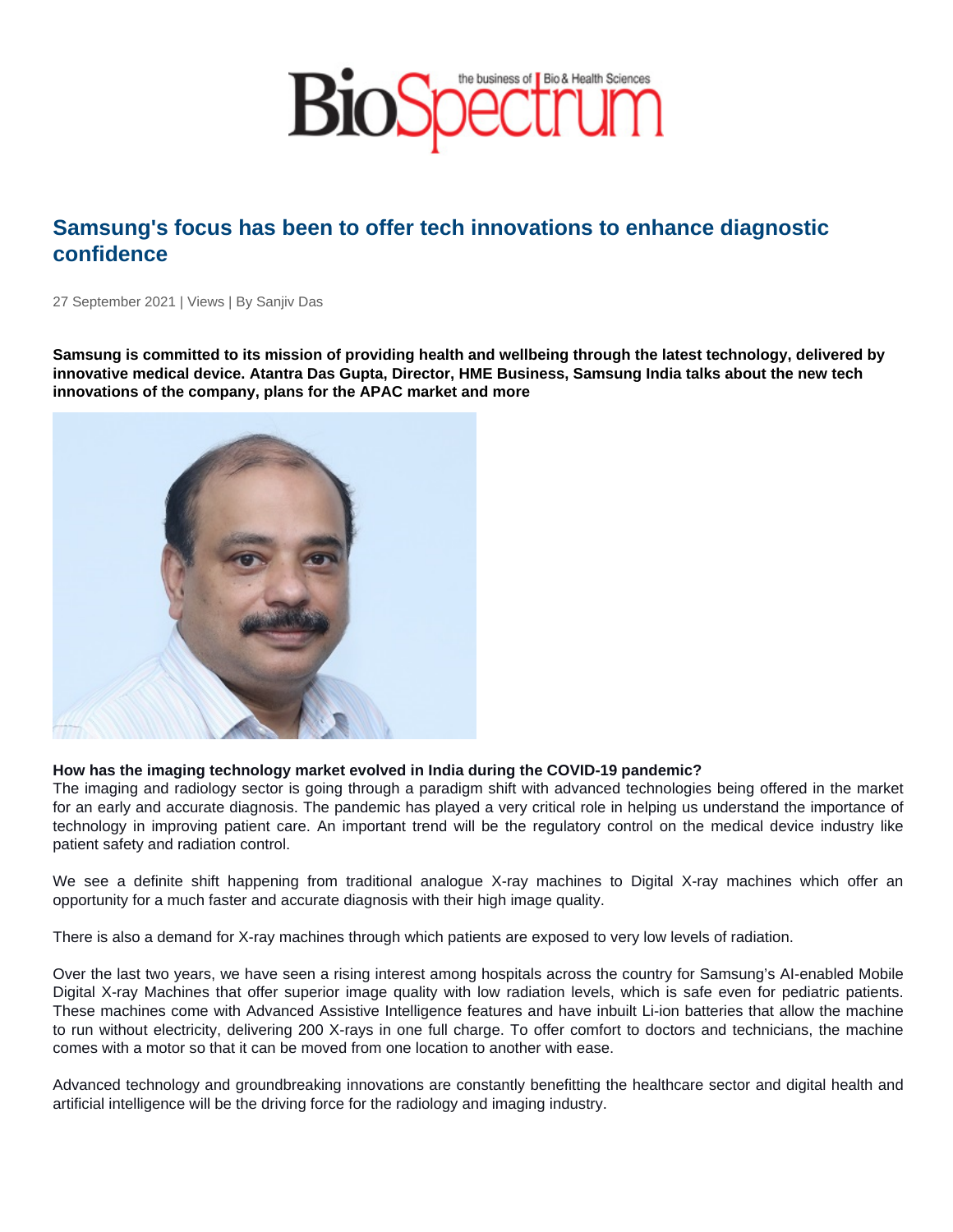# Samsung's focus has been to offer tech innovations to enhance diagnostic confidence

27 September 2021 | Views | By Sanjiv Das

**Samsung is committed to its mission of providing health and wellbeing through the latest technology, delivered by innovative medical device. Atantra Das Gupta, Director, HME Business, Samsung India talks about the new tech innovations of the company, plans for the APAC market and more**

**How has the imaging technology market evolved in India during the COVID-19 pandemic?**

The imaging and radiology sector is going through a paradigm shift with advanced technologies being offered in the market for an early and accurate diagnosis. The pandemic has played a very critical role in helping us understand the importance of technology in improving patient care. An important trend will be the regulatory control on the medical device industry like patient safety and radiation control.

We see a definite shift happening from traditional analogue X-ray machines to Digital X-ray machines which offer an opportunity for a much faster and accurate diagnosis with their high image quality.

There is also a demand for X-ray machines through which patients are exposed to very low levels of radiation.

Over the last two years, we have seen a rising interest among hospitals across the country for Samsung's AI-enabled Mobile Digital X-ray Machines that offer superior image quality with low radiation levels, which is safe even for pediatric patients. These machines come with Advanced Assistive Intelligence features and have inbuilt Li-ion batteries that allow the machine to run without electricity, delivering 200 X-rays in one full charge. To offer comfort to doctors and technicians, the machine comes with a motor so that it can be moved from one location to another with ease.

Advanced technology and groundbreaking innovations are constantly benefitting the healthcare sector and digital health and artificial intelligence will be the driving force for the radiology and imaging industry.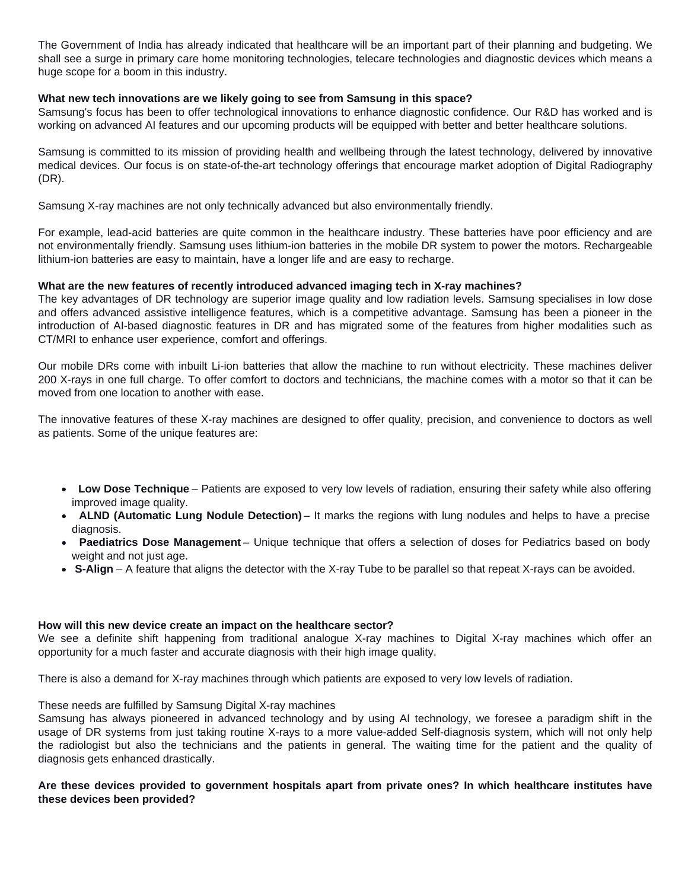The Government of India has already indicated that healthcare will be an important part of their planning and budgeting. We shall see a surge in primary care home monitoring technologies, telecare technologies and diagnostic devices which means a huge scope for a boom in this industry.

**What new tech innovations are we likely going to see from Samsung in this space?**

Samsung's focus has been to offer technological innovations to enhance diagnostic confidence. Our R&D has worked and is working on advanced AI features and our upcoming products will be equipped with better and better healthcare solutions.

Samsung is committed to its mission of providing health and wellbeing through the latest technology, delivered by innovative medical devices. Our focus is on state-of-the-art technology offerings that encourage market adoption of Digital Radiography (DR).

Samsung X-ray machines are not only technically advanced but also environmentally friendly.

For example, lead-acid batteries are quite common in the healthcare industry. These batteries have poor efficiency and are not environmentally friendly. Samsung uses lithium-ion batteries in the mobile DR system to power the motors. Rechargeable lithium-ion batteries are easy to maintain, have a longer life and are easy to recharge.

**What are the new features of recently introduced advanced imaging tech in X-ray machines?**

The key advantages of DR technology are superior image quality and low radiation levels. Samsung specialises in low dose and offers advanced assistive intelligence features, which is a competitive advantage. Samsung has been a pioneer in the introduction of AI-based diagnostic features in DR and has migrated some of the features from higher modalities such as CT/MRI to enhance user experience, comfort and offerings.

Our mobile DRs come with inbuilt Li-ion batteries that allow the machine to run without electricity. These machines deliver 200 X-rays in one full charge. To offer comfort to doctors and technicians, the machine comes with a motor so that it can be moved from one location to another with ease.

The innovative features of these X-ray machines are designed to offer quality, precision, and convenience to doctors as well as patients. Some of the unique features are:

- **Low Dose Technique** – Patients are exposed to very low levels of radiation, ensuring their safety while also offering improved image quality.
- **ALND (Automatic Lung Nodule Detection)** – It marks the regions with lung nodules and helps to have a precise diagnosis.
- **Paediatrics Dose Management** – Unique technique that offers a selection of doses for Pediatrics based on body weight and not just age.
- **S-Align** – A feature that aligns the detector with the X-ray Tube to be parallel so that repeat X-rays can be avoided.

**How will this new device create an impact on the healthcare sector?**

We see a definite shift happening from traditional analogue X-ray machines to Digital X-ray machines which offer an opportunity for a much faster and accurate diagnosis with their high image quality.

There is also a demand for X-ray machines through which patients are exposed to very low levels of radiation.

These needs are fulfilled by Samsung Digital X-ray machines

Samsung has always pioneered in advanced technology and by using AI technology, we foresee a paradigm shift in the usage of DR systems from just taking routine X-rays to a more value-added Self-diagnosis system, which will not only help the radiologist but also the technicians and the patients in general. The waiting time for the patient and the quality of diagnosis gets enhanced drastically.

**Are these devices provided to government hospitals apart from private ones? In which healthcare institutes have these devices been provided?**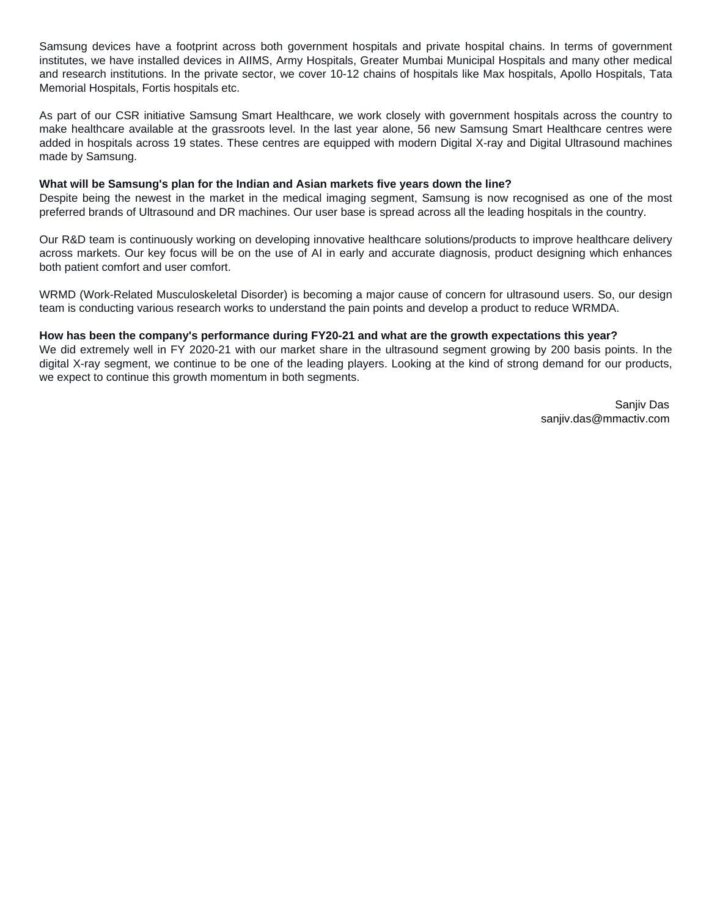Samsung devices have a footprint across both government hospitals and private hospital chains. In terms of government institutes, we have installed devices in AIIMS, Army Hospitals, Greater Mumbai Municipal Hospitals and many other medical and research institutions. In the private sector, we cover 10-12 chains of hospitals like Max hospitals, Apollo Hospitals, Tata Memorial Hospitals, Fortis hospitals etc.

As part of our CSR initiative Samsung Smart Healthcare, we work closely with government hospitals across the country to make healthcare available at the grassroots level. In the last year alone, 56 new Samsung Smart Healthcare centres were added in hospitals across 19 states. These centres are equipped with modern Digital X-ray and Digital Ultrasound machines made by Samsung.

**What will be Samsung's plan for the Indian and Asian markets five years down the line?**

Despite being the newest in the market in the medical imaging segment, Samsung is now recognised as one of the most preferred brands of Ultrasound and DR machines. Our user base is spread across all the leading hospitals in the country.

Our R&D team is continuously working on developing innovative healthcare solutions/products to improve healthcare delivery across markets. Our key focus will be on the use of AI in early and accurate diagnosis, product designing which enhances both patient comfort and user comfort.

WRMD (Work-Related Musculoskeletal Disorder) is becoming a major cause of concern for ultrasound users. So, our design team is conducting various research works to understand the pain points and develop a product to reduce WRMDA.

**How has been the company's performance during FY20-21 and what are the growth expectations this year?**

We did extremely well in FY 2020-21 with our market share in the ultrasound segment growing by 200 basis points. In the digital X-ray segment, we continue to be one of the leading players. Looking at the kind of strong demand for our products, we expect to continue this growth momentum in both segments.

Sanjiv Das
sanjiv.das@mmactiv.com